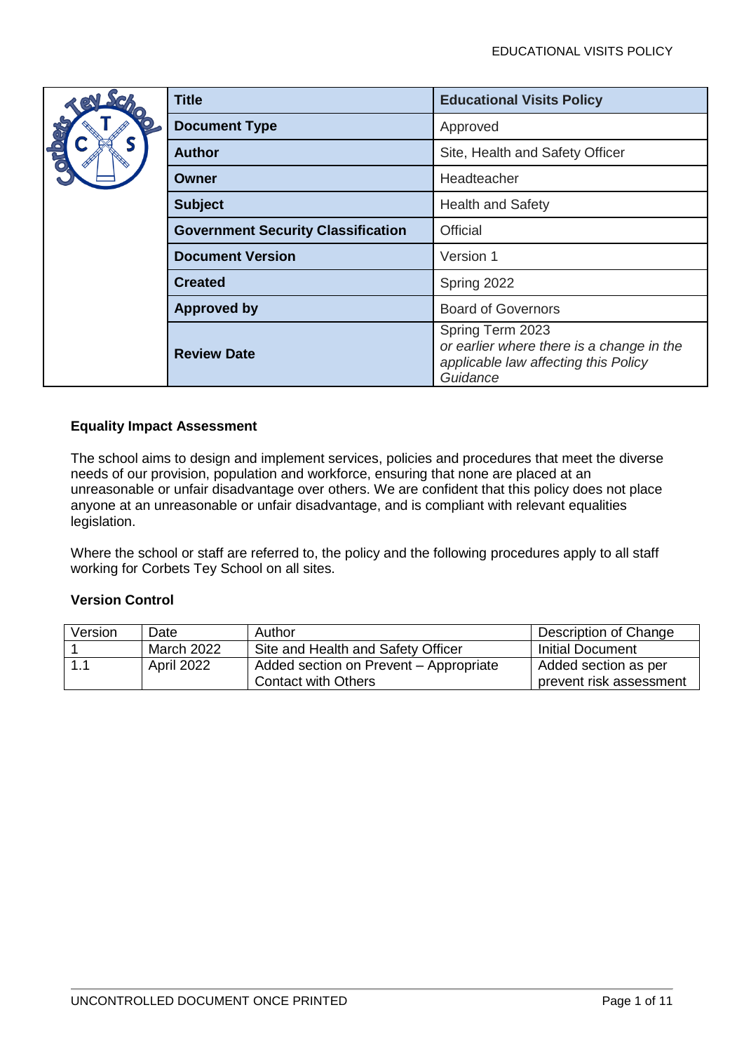| | | |
|---|---|---|
| | **Title** | **Educational Visits Policy** |
| | **Document Type** | Approved |
| | **Author** | Site, Health and Safety Officer |
| | **Owner** | Headteacher |
| | **Subject** | Health and Safety |
| | **Government Security Classification** | Official |
| | **Document Version** | Version 1 |
| | **Created** | Spring 2022 |
| | **Approved by** | Board of Governors |
| | **Review Date** | Spring Term 2023 *or earlier where there is a change in the applicable law affecting this Policy Guidance* |

**Equality Impact Assessment**

The school aims to design and implement services, policies and procedures that meet the diverse needs of our provision, population and workforce, ensuring that none are placed at an unreasonable or unfair disadvantage over others. We are confident that this policy does not place anyone at an unreasonable or unfair disadvantage, and is compliant with relevant equalities legislation.

Where the school or staff are referred to, the policy and the following procedures apply to all staff working for Corbets Tey School on all sites.

**Version Control**

| Version | Date | Author | Description of Change |
|---|---|---|---|
| 1 | March 2022 | Site and Health and Safety Officer | Initial Document |
| 1.1 | April 2022 | Added section on Prevent – Appropriate Contact with Others | Added section as per prevent risk assessment |

UNCONTROLLED DOCUMENT ONCE PRINTED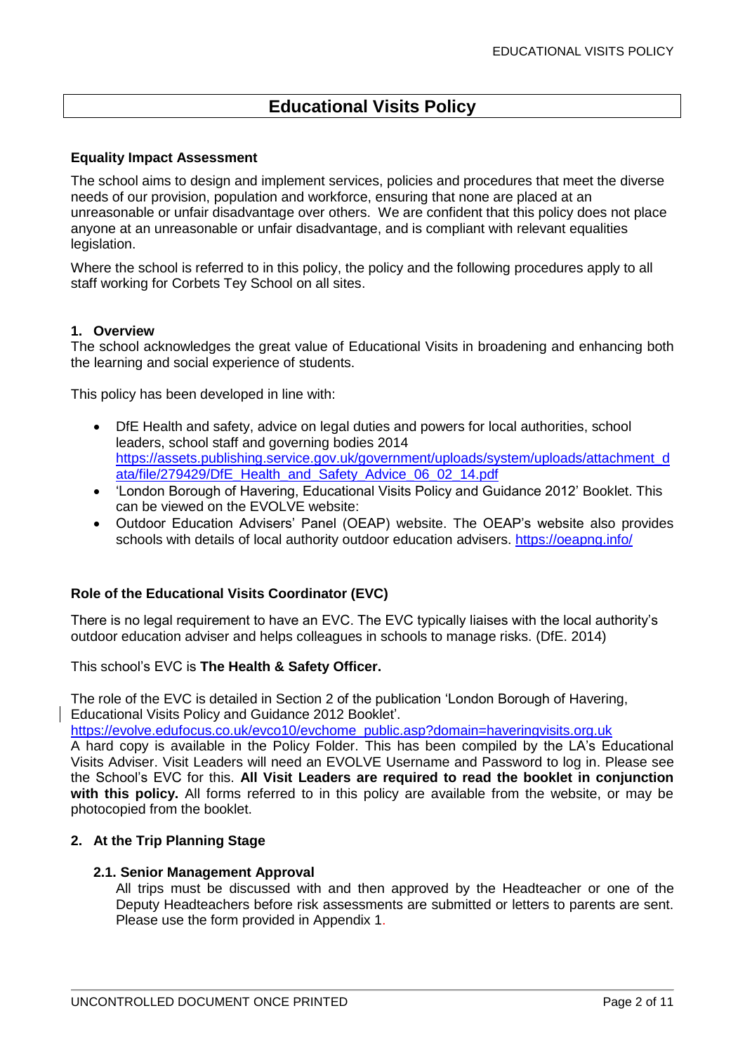# Educational Visits Policy

**Equality Impact Assessment**

The school aims to design and implement services, policies and procedures that meet the diverse needs of our provision, population and workforce, ensuring that none are placed at an unreasonable or unfair disadvantage over others. We are confident that this policy does not place anyone at an unreasonable or unfair disadvantage, and is compliant with relevant equalities legislation.

Where the school is referred to in this policy, the policy and the following procedures apply to all staff working for Corbets Tey School on all sites.

## 1. Overview

The school acknowledges the great value of Educational Visits in broadening and enhancing both the learning and social experience of students.

This policy has been developed in line with:

- DfE Health and safety, advice on legal duties and powers for local authorities, school leaders, school staff and governing bodies 2014 https://assets.publishing.service.gov.uk/government/uploads/system/uploads/attachment_data/file/279429/DfE_Health_and_Safety_Advice_06_02_14.pdf
- 'London Borough of Havering, Educational Visits Policy and Guidance 2012' Booklet. This can be viewed on the EVOLVE website:
- Outdoor Education Advisers' Panel (OEAP) website. The OEAP's website also provides schools with details of local authority outdoor education advisers. https://oeapng.info/

**Role of the Educational Visits Coordinator (EVC)**

There is no legal requirement to have an EVC. The EVC typically liaises with the local authority's outdoor education adviser and helps colleagues in schools to manage risks. (DfE. 2014)

This school's EVC is **The Health & Safety Officer.**

The role of the EVC is detailed in Section 2 of the publication 'London Borough of Havering, Educational Visits Policy and Guidance 2012 Booklet'.
https://evolve.edufocus.co.uk/evco10/evchome_public.asp?domain=haveringvisits.org.uk
A hard copy is available in the Policy Folder. This has been compiled by the LA's Educational Visits Adviser. Visit Leaders will need an EVOLVE Username and Password to log in. Please see the School's EVC for this. **All Visit Leaders are required to read the booklet in conjunction with this policy.** All forms referred to in this policy are available from the website, or may be photocopied from the booklet.

## 2. At the Trip Planning Stage

### 2.1. Senior Management Approval

All trips must be discussed with and then approved by the Headteacher or one of the Deputy Headteachers before risk assessments are submitted or letters to parents are sent. Please use the form provided in Appendix 1.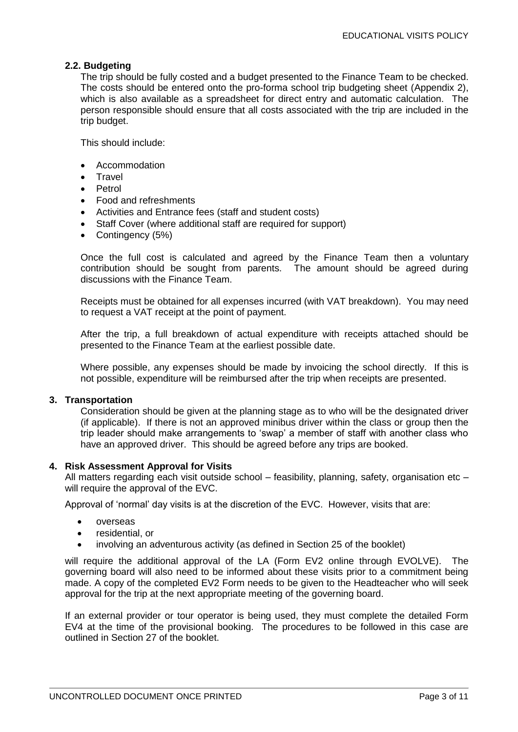### 2.2. Budgeting

The trip should be fully costed and a budget presented to the Finance Team to be checked. The costs should be entered onto the pro-forma school trip budgeting sheet (Appendix 2), which is also available as a spreadsheet for direct entry and automatic calculation. The person responsible should ensure that all costs associated with the trip are included in the trip budget.

This should include:

- Accommodation
- Travel
- Petrol
- Food and refreshments
- Activities and Entrance fees (staff and student costs)
- Staff Cover (where additional staff are required for support)
- Contingency (5%)

Once the full cost is calculated and agreed by the Finance Team then a voluntary contribution should be sought from parents. The amount should be agreed during discussions with the Finance Team.

Receipts must be obtained for all expenses incurred (with VAT breakdown). You may need to request a VAT receipt at the point of payment.

After the trip, a full breakdown of actual expenditure with receipts attached should be presented to the Finance Team at the earliest possible date.

Where possible, any expenses should be made by invoicing the school directly. If this is not possible, expenditure will be reimbursed after the trip when receipts are presented.

## 3. Transportation

Consideration should be given at the planning stage as to who will be the designated driver (if applicable). If there is not an approved minibus driver within the class or group then the trip leader should make arrangements to 'swap' a member of staff with another class who have an approved driver. This should be agreed before any trips are booked.

## 4. Risk Assessment Approval for Visits

All matters regarding each visit outside school – feasibility, planning, safety, organisation etc – will require the approval of the EVC.

Approval of 'normal' day visits is at the discretion of the EVC. However, visits that are:

- overseas
- residential, or
- involving an adventurous activity (as defined in Section 25 of the booklet)

will require the additional approval of the LA (Form EV2 online through EVOLVE). The governing board will also need to be informed about these visits prior to a commitment being made. A copy of the completed EV2 Form needs to be given to the Headteacher who will seek approval for the trip at the next appropriate meeting of the governing board.

If an external provider or tour operator is being used, they must complete the detailed Form EV4 at the time of the provisional booking. The procedures to be followed in this case are outlined in Section 27 of the booklet.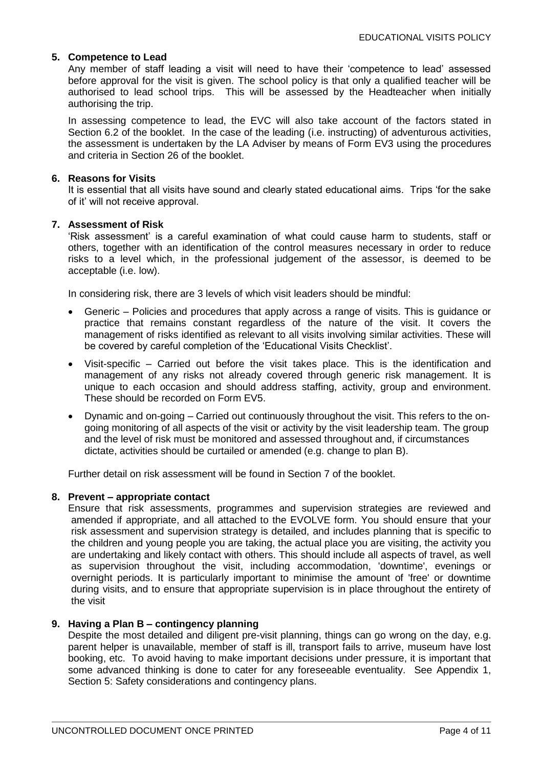## 5. Competence to Lead

Any member of staff leading a visit will need to have their 'competence to lead' assessed before approval for the visit is given. The school policy is that only a qualified teacher will be authorised to lead school trips. This will be assessed by the Headteacher when initially authorising the trip.

In assessing competence to lead, the EVC will also take account of the factors stated in Section 6.2 of the booklet. In the case of the leading (i.e. instructing) of adventurous activities, the assessment is undertaken by the LA Adviser by means of Form EV3 using the procedures and criteria in Section 26 of the booklet.

## 6. Reasons for Visits

It is essential that all visits have sound and clearly stated educational aims. Trips 'for the sake of it' will not receive approval.

## 7. Assessment of Risk

'Risk assessment' is a careful examination of what could cause harm to students, staff or others, together with an identification of the control measures necessary in order to reduce risks to a level which, in the professional judgement of the assessor, is deemed to be acceptable (i.e. low).

In considering risk, there are 3 levels of which visit leaders should be mindful:

- Generic – Policies and procedures that apply across a range of visits. This is guidance or practice that remains constant regardless of the nature of the visit. It covers the management of risks identified as relevant to all visits involving similar activities. These will be covered by careful completion of the 'Educational Visits Checklist'.
- Visit-specific – Carried out before the visit takes place. This is the identification and management of any risks not already covered through generic risk management. It is unique to each occasion and should address staffing, activity, group and environment. These should be recorded on Form EV5.
- Dynamic and on-going – Carried out continuously throughout the visit. This refers to the on-going monitoring of all aspects of the visit or activity by the visit leadership team. The group and the level of risk must be monitored and assessed throughout and, if circumstances dictate, activities should be curtailed or amended (e.g. change to plan B).

Further detail on risk assessment will be found in Section 7 of the booklet.

## 8. Prevent – appropriate contact

Ensure that risk assessments, programmes and supervision strategies are reviewed and amended if appropriate, and all attached to the EVOLVE form. You should ensure that your risk assessment and supervision strategy is detailed, and includes planning that is specific to the children and young people you are taking, the actual place you are visiting, the activity you are undertaking and likely contact with others. This should include all aspects of travel, as well as supervision throughout the visit, including accommodation, 'downtime', evenings or overnight periods. It is particularly important to minimise the amount of 'free' or downtime during visits, and to ensure that appropriate supervision is in place throughout the entirety of the visit

## 9. Having a Plan B – contingency planning

Despite the most detailed and diligent pre-visit planning, things can go wrong on the day, e.g. parent helper is unavailable, member of staff is ill, transport fails to arrive, museum have lost booking, etc. To avoid having to make important decisions under pressure, it is important that some advanced thinking is done to cater for any foreseeable eventuality. See Appendix 1, Section 5: Safety considerations and contingency plans.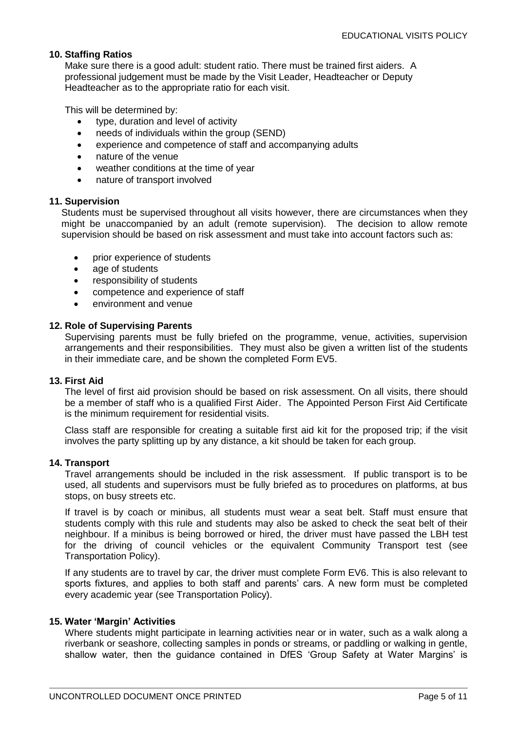## 10. Staffing Ratios

Make sure there is a good adult: student ratio. There must be trained first aiders. A professional judgement must be made by the Visit Leader, Headteacher or Deputy Headteacher as to the appropriate ratio for each visit.

This will be determined by:

- type, duration and level of activity
- needs of individuals within the group (SEND)
- experience and competence of staff and accompanying adults
- nature of the venue
- weather conditions at the time of year
- nature of transport involved

## 11. Supervision

Students must be supervised throughout all visits however, there are circumstances when they might be unaccompanied by an adult (remote supervision). The decision to allow remote supervision should be based on risk assessment and must take into account factors such as:

- prior experience of students
- age of students
- responsibility of students
- competence and experience of staff
- environment and venue

## 12. Role of Supervising Parents

Supervising parents must be fully briefed on the programme, venue, activities, supervision arrangements and their responsibilities. They must also be given a written list of the students in their immediate care, and be shown the completed Form EV5.

## 13. First Aid

The level of first aid provision should be based on risk assessment. On all visits, there should be a member of staff who is a qualified First Aider. The Appointed Person First Aid Certificate is the minimum requirement for residential visits.

Class staff are responsible for creating a suitable first aid kit for the proposed trip; if the visit involves the party splitting up by any distance, a kit should be taken for each group.

## 14. Transport

Travel arrangements should be included in the risk assessment. If public transport is to be used, all students and supervisors must be fully briefed as to procedures on platforms, at bus stops, on busy streets etc.

If travel is by coach or minibus, all students must wear a seat belt. Staff must ensure that students comply with this rule and students may also be asked to check the seat belt of their neighbour. If a minibus is being borrowed or hired, the driver must have passed the LBH test for the driving of council vehicles or the equivalent Community Transport test (see Transportation Policy).

If any students are to travel by car, the driver must complete Form EV6. This is also relevant to sports fixtures, and applies to both staff and parents' cars. A new form must be completed every academic year (see Transportation Policy).

## 15. Water 'Margin' Activities

Where students might participate in learning activities near or in water, such as a walk along a riverbank or seashore, collecting samples in ponds or streams, or paddling or walking in gentle, shallow water, then the guidance contained in DfES 'Group Safety at Water Margins' is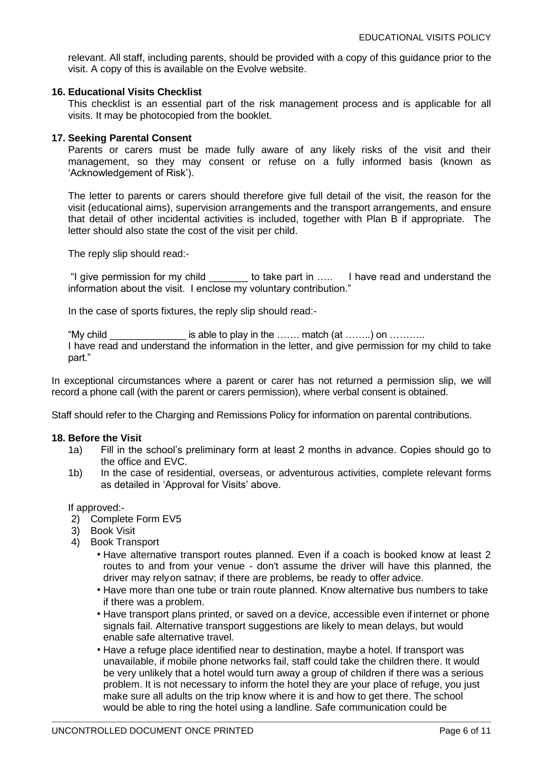relevant. All staff, including parents, should be provided with a copy of this guidance prior to the visit. A copy of this is available on the Evolve website.

### 16. Educational Visits Checklist

This checklist is an essential part of the risk management process and is applicable for all visits. It may be photocopied from the booklet.

### 17. Seeking Parental Consent

Parents or carers must be made fully aware of any likely risks of the visit and their management, so they may consent or refuse on a fully informed basis (known as 'Acknowledgement of Risk').

The letter to parents or carers should therefore give full detail of the visit, the reason for the visit (educational aims), supervision arrangements and the transport arrangements, and ensure that detail of other incidental activities is included, together with Plan B if appropriate. The letter should also state the cost of the visit per child.

The reply slip should read:-

"I give permission for my child _______ to take part in ….. I have read and understand the information about the visit. I enclose my voluntary contribution."

In the case of sports fixtures, the reply slip should read:-

"My child ______________ is able to play in the ……. match (at ……..) on ………..
I have read and understand the information in the letter, and give permission for my child to take part."

In exceptional circumstances where a parent or carer has not returned a permission slip, we will record a phone call (with the parent or carers permission), where verbal consent is obtained.

Staff should refer to the Charging and Remissions Policy for information on parental contributions.

### 18. Before the Visit

1a) Fill in the school's preliminary form at least 2 months in advance. Copies should go to the office and EVC.

1b) In the case of residential, overseas, or adventurous activities, complete relevant forms as detailed in 'Approval for Visits' above.

If approved:-

2) Complete Form EV5
3) Book Visit
4) Book Transport
   - Have alternative transport routes planned. Even if a coach is booked know at least 2 routes to and from your venue - don't assume the driver will have this planned, the driver may rely on satnav; if there are problems, be ready to offer advice.
   - Have more than one tube or train route planned. Know alternative bus numbers to take if there was a problem.
   - Have transport plans printed, or saved on a device, accessible even if internet or phone signals fail. Alternative transport suggestions are likely to mean delays, but would enable safe alternative travel.
   - Have a refuge place identified near to destination, maybe a hotel. If transport was unavailable, if mobile phone networks fail, staff could take the children there. It would be very unlikely that a hotel would turn away a group of children if there was a serious problem. It is not necessary to inform the hotel they are your place of refuge, you just make sure all adults on the trip know where it is and how to get there. The school would be able to ring the hotel using a landline. Safe communication could be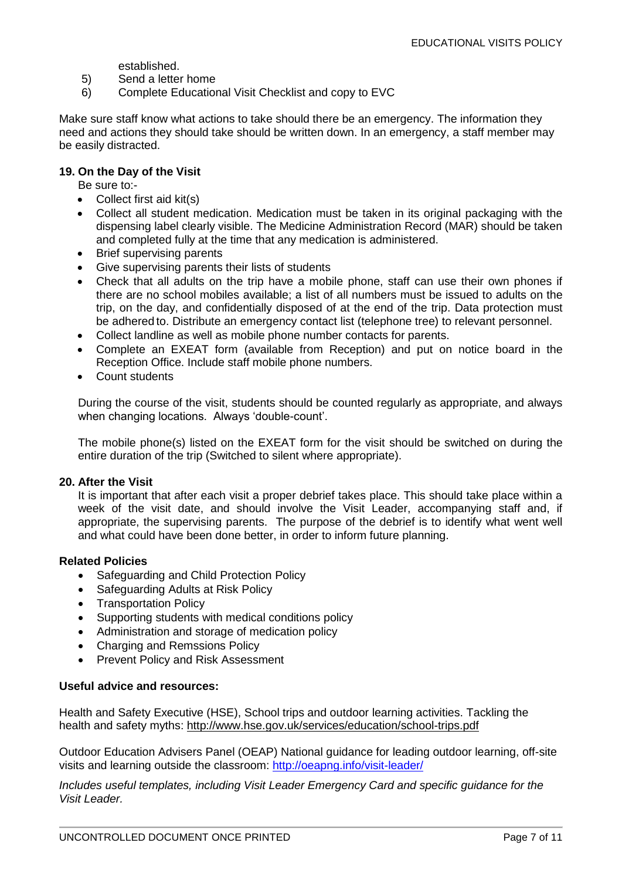established.

5) Send a letter home
6) Complete Educational Visit Checklist and copy to EVC

Make sure staff know what actions to take should there be an emergency. The information they need and actions they should take should be written down. In an emergency, a staff member may be easily distracted.

**19. On the Day of the Visit**

Be sure to:-

- Collect first aid kit(s)
- Collect all student medication. Medication must be taken in its original packaging with the dispensing label clearly visible. The Medicine Administration Record (MAR) should be taken and completed fully at the time that any medication is administered.
- Brief supervising parents
- Give supervising parents their lists of students
- Check that all adults on the trip have a mobile phone, staff can use their own phones if there are no school mobiles available; a list of all numbers must be issued to adults on the trip, on the day, and confidentially disposed of at the end of the trip. Data protection must be adhered to. Distribute an emergency contact list (telephone tree) to relevant personnel.
- Collect landline as well as mobile phone number contacts for parents.
- Complete an EXEAT form (available from Reception) and put on notice board in the Reception Office. Include staff mobile phone numbers.
- Count students

During the course of the visit, students should be counted regularly as appropriate, and always when changing locations. Always 'double-count'.

The mobile phone(s) listed on the EXEAT form for the visit should be switched on during the entire duration of the trip (Switched to silent where appropriate).

**20. After the Visit**

It is important that after each visit a proper debrief takes place. This should take place within a week of the visit date, and should involve the Visit Leader, accompanying staff and, if appropriate, the supervising parents. The purpose of the debrief is to identify what went well and what could have been done better, in order to inform future planning.

**Related Policies**

- Safeguarding and Child Protection Policy
- Safeguarding Adults at Risk Policy
- Transportation Policy
- Supporting students with medical conditions policy
- Administration and storage of medication policy
- Charging and Remssions Policy
- Prevent Policy and Risk Assessment

**Useful advice and resources:**

Health and Safety Executive (HSE), School trips and outdoor learning activities. Tackling the health and safety myths: http://www.hse.gov.uk/services/education/school-trips.pdf

Outdoor Education Advisers Panel (OEAP) National guidance for leading outdoor learning, off-site visits and learning outside the classroom: http://oeapng.info/visit-leader/

*Includes useful templates, including Visit Leader Emergency Card and specific guidance for the Visit Leader.*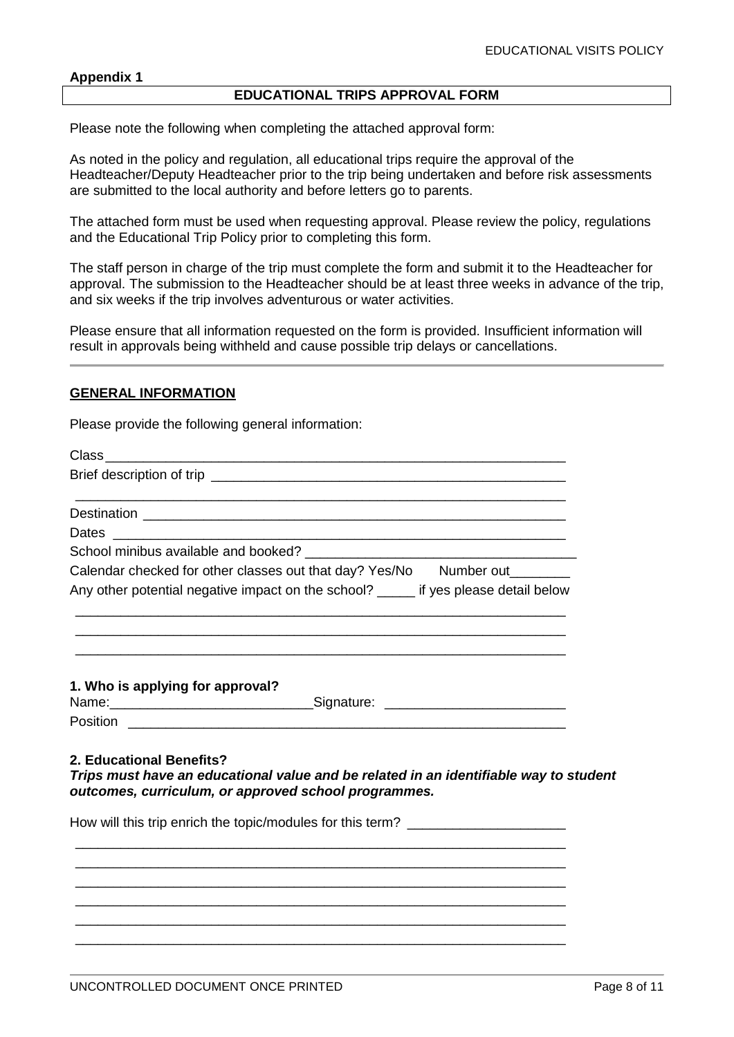**Appendix 1**

## EDUCATIONAL TRIPS APPROVAL FORM

Please note the following when completing the attached approval form:

As noted in the policy and regulation, all educational trips require the approval of the Headteacher/Deputy Headteacher prior to the trip being undertaken and before risk assessments are submitted to the local authority and before letters go to parents.

The attached form must be used when requesting approval. Please review the policy, regulations and the Educational Trip Policy prior to completing this form.

The staff person in charge of the trip must complete the form and submit it to the Headteacher for approval. The submission to the Headteacher should be at least three weeks in advance of the trip, and six weeks if the trip involves adventurous or water activities.

Please ensure that all information requested on the form is provided. Insufficient information will result in approvals being withheld and cause possible trip delays or cancellations.

---

### GENERAL INFORMATION

Please provide the following general information:

Class ______________________________________________________________

Brief description of trip _____________________________________________

___________________________________________________________________

Destination ________________________________________________________

Dates ______________________________________________________________

School minibus available and booked? __________________________________

Calendar checked for other classes out that day? Yes/No     Number out________

Any other potential negative impact on the school? _____ if yes please detail below

___________________________________________________________________

___________________________________________________________________

___________________________________________________________________

**1. Who is applying for approval?**

Name:___________________________Signature: ________________________

Position ____________________________________________________________

**2. Educational Benefits?**

***Trips must have an educational value and be related in an identifiable way to student outcomes, curriculum, or approved school programmes.***

How will this trip enrich the topic/modules for this term? ____________________

___________________________________________________________________

___________________________________________________________________

___________________________________________________________________

___________________________________________________________________

___________________________________________________________________

___________________________________________________________________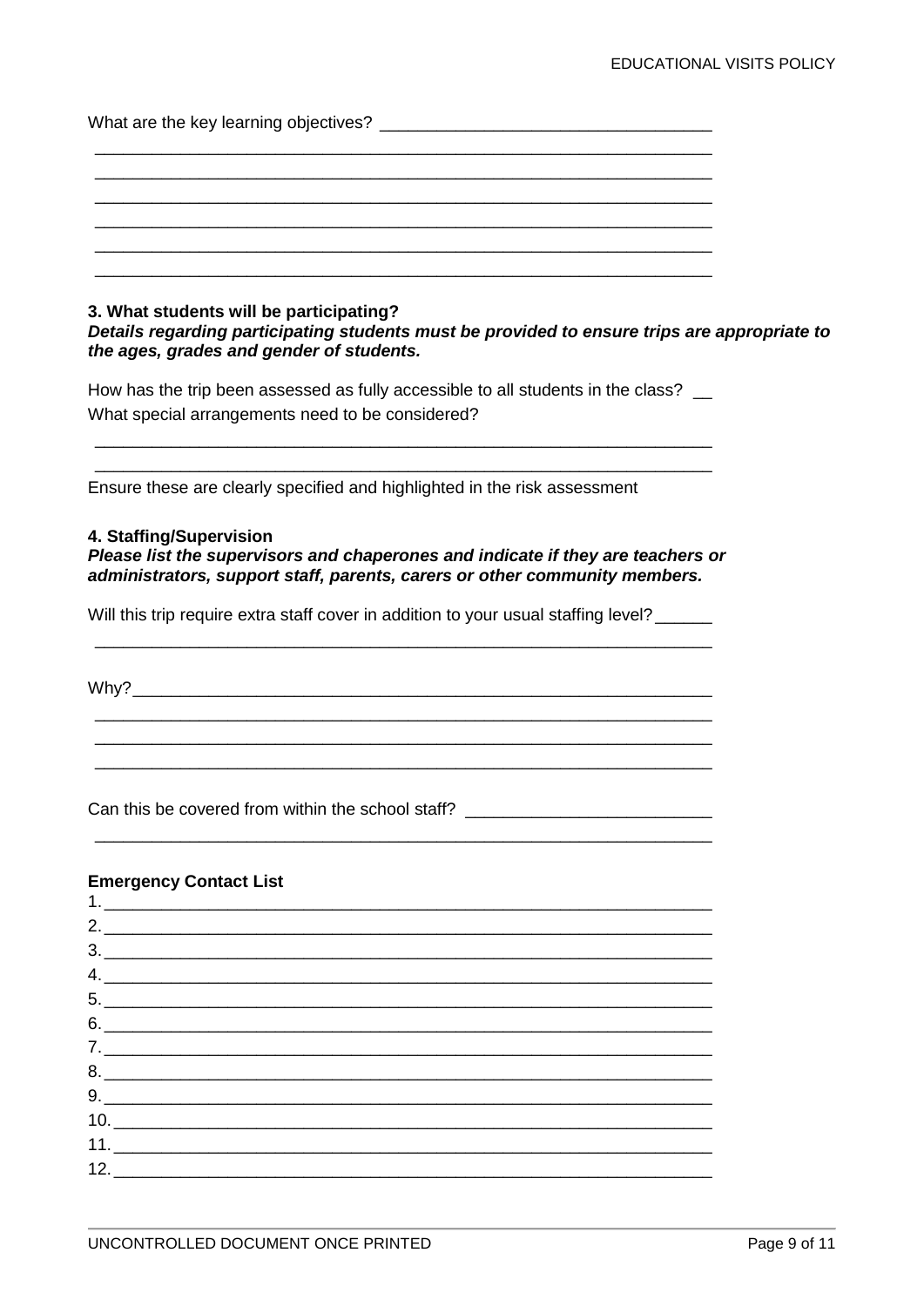What are the key learning objectives? __________________________________

__________________________________________________________________

__________________________________________________________________

__________________________________________________________________

__________________________________________________________________

__________________________________________________________________

__________________________________________________________________

**3. What students will be participating?**
***Details regarding participating students must be provided to ensure trips are appropriate to the ages, grades and gender of students.***

How has the trip been assessed as fully accessible to all students in the class? __

What special arrangements need to be considered?

__________________________________________________________________

__________________________________________________________________

Ensure these are clearly specified and highlighted in the risk assessment

**4. Staffing/Supervision**
***Please list the supervisors and chaperones and indicate if they are teachers or administrators, support staff, parents, carers or other community members.***

Will this trip require extra staff cover in addition to your usual staffing level? ______

__________________________________________________________________

Why? ______________________________________________________________

__________________________________________________________________

__________________________________________________________________

__________________________________________________________________

Can this be covered from within the school staff? _________________________

__________________________________________________________________

**Emergency Contact List**

1. ________________________________________________________________
2. ________________________________________________________________
3. ________________________________________________________________
4. ________________________________________________________________
5. ________________________________________________________________
6. ________________________________________________________________
7. ________________________________________________________________
8. ________________________________________________________________
9. ________________________________________________________________
10. _______________________________________________________________
11. _______________________________________________________________
12. _______________________________________________________________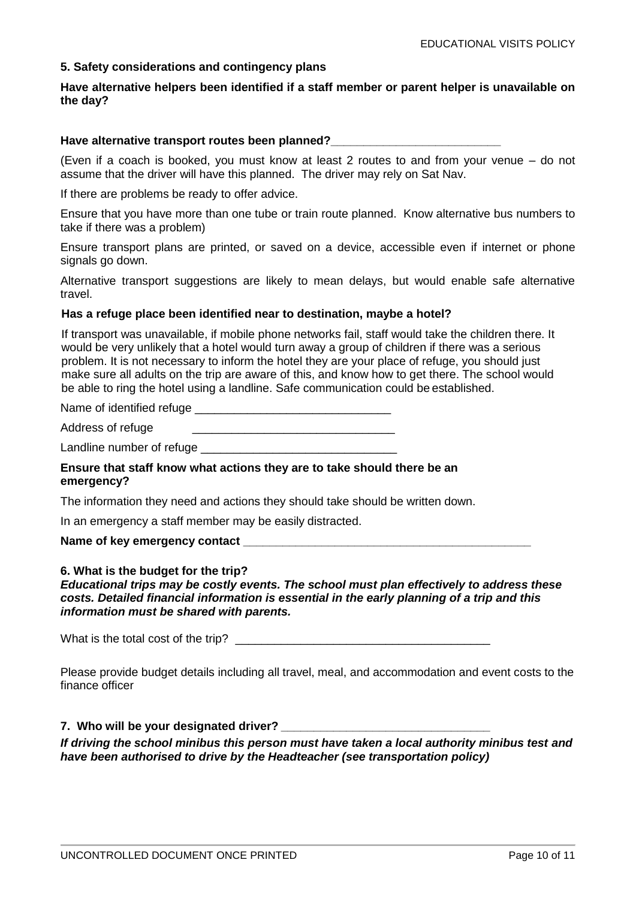## 5. Safety considerations and contingency plans

**Have alternative helpers been identified if a staff member or parent helper is unavailable on the day?**

**Have alternative transport routes been planned?**___________________________

(Even if a coach is booked, you must know at least 2 routes to and from your venue – do not assume that the driver will have this planned. The driver may rely on Sat Nav.

If there are problems be ready to offer advice.

Ensure that you have more than one tube or train route planned. Know alternative bus numbers to take if there was a problem)

Ensure transport plans are printed, or saved on a device, accessible even if internet or phone signals go down.

Alternative transport suggestions are likely to mean delays, but would enable safe alternative travel.

**Has a refuge place been identified near to destination, maybe a hotel?**

If transport was unavailable, if mobile phone networks fail, staff would take the children there. It would be very unlikely that a hotel would turn away a group of children if there was a serious problem. It is not necessary to inform the hotel they are your place of refuge, you should just make sure all adults on the trip are aware of this, and know how to get there. The school would be able to ring the hotel using a landline. Safe communication could be established.

Name of identified refuge ______________________________

Address of refuge ______________________________

Landline number of refuge ______________________________

**Ensure that staff know what actions they are to take should there be an emergency?**

The information they need and actions they should take should be written down.

In an emergency a staff member may be easily distracted.

**Name of key emergency contact** _____________________________________________

## 6. What is the budget for the trip?

***Educational trips may be costly events. The school must plan effectively to address these costs. Detailed financial information is essential in the early planning of a trip and this information must be shared with parents.***

What is the total cost of the trip? ______________________________________

Please provide budget details including all travel, meal, and accommodation and event costs to the finance officer

## 7. Who will be your designated driver? ________________________________

***If driving the school minibus this person must have taken a local authority minibus test and have been authorised to drive by the Headteacher (see transportation policy)***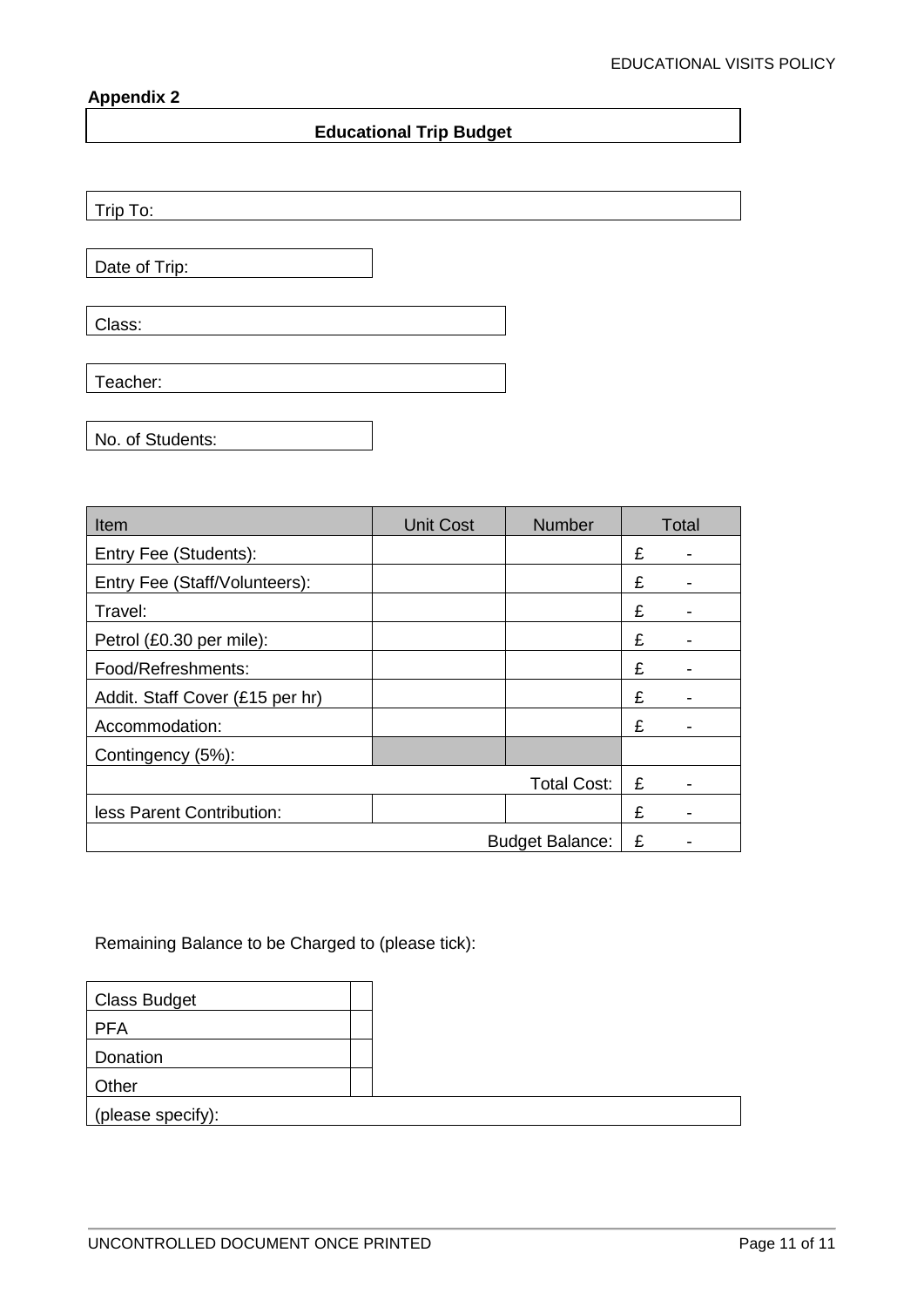**Appendix 2**

## Educational Trip Budget

| |
|---|
| Trip To: |

| |
|---|
| Date of Trip: |

| |
|---|
| Class: |

| |
|---|
| Teacher: |

| |
|---|
| No. of Students: |

| Item | Unit Cost | Number | Total |
|---|---|---|---|
| Entry Fee (Students): | | | £ - |
| Entry Fee (Staff/Volunteers): | | | £ - |
| Travel: | | | £ - |
| Petrol (£0.30 per mile): | | | £ - |
| Food/Refreshments: | | | £ - |
| Addit. Staff Cover (£15 per hr) | | | £ - |
| Accommodation: | | | £ - |
| Contingency (5%): | | | |
| | | Total Cost: | £ - |
| less Parent Contribution: | | | £ - |
| | | Budget Balance: | £ - |

Remaining Balance to be Charged to (please tick):

| | |
|---|---|
| Class Budget | |
| PFA | |
| Donation | |
| Other | |
| (please specify): | |